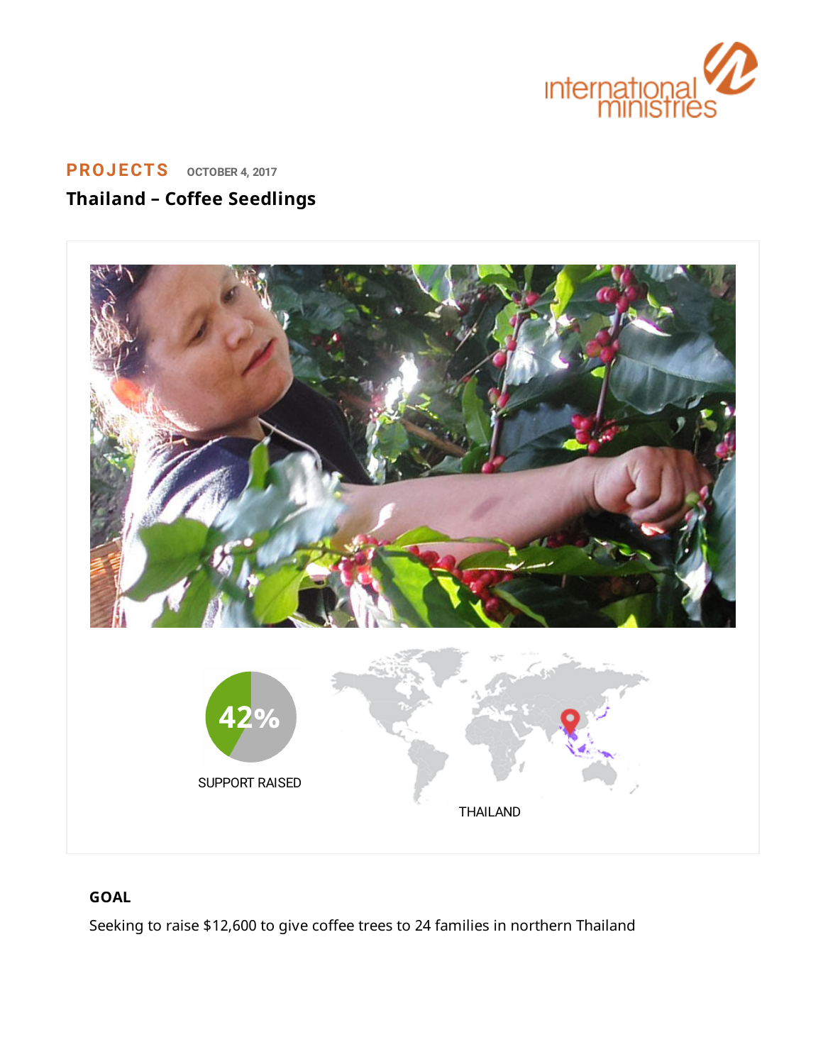PROJECTS OCTOBER 4, 2017

# Thailand – Coffee Seedlings

42%

SUPPORT RAISED

THAILAND

## GOAL

Seeking to raise $12,600 to give coffee trees to 24 families in northern Thailand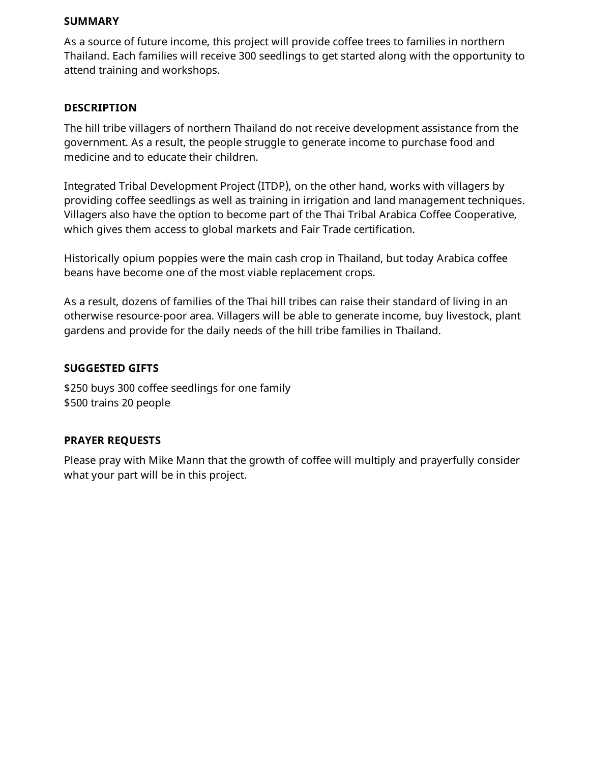## SUMMARY

As a source of future income, this project will provide coffee trees to families in northern Thailand. Each families will receive 300 seedlings to get started along with the opportunity to attend training and workshops.

## DESCRIPTION

The hill tribe villagers of northern Thailand do not receive development assistance from the government. As a result, the people struggle to generate income to purchase food and medicine and to educate their children.

Integrated Tribal Development Project (ITDP), on the other hand, works with villagers by providing coffee seedlings as well as training in irrigation and land management techniques. Villagers also have the option to become part of the Thai Tribal Arabica Coffee Cooperative, which gives them access to global markets and Fair Trade certification.

Historically opium poppies were the main cash crop in Thailand, but today Arabica coffee beans have become one of the most viable replacement crops.

As a result, dozens of families of the Thai hill tribes can raise their standard of living in an otherwise resource-poor area. Villagers will be able to generate income, buy livestock, plant gardens and provide for the daily needs of the hill tribe families in Thailand.

## SUGGESTED GIFTS

$250 buys 300 coffee seedlings for one family
$500 trains 20 people

## PRAYER REQUESTS

Please pray with Mike Mann that the growth of coffee will multiply and prayerfully consider what your part will be in this project.